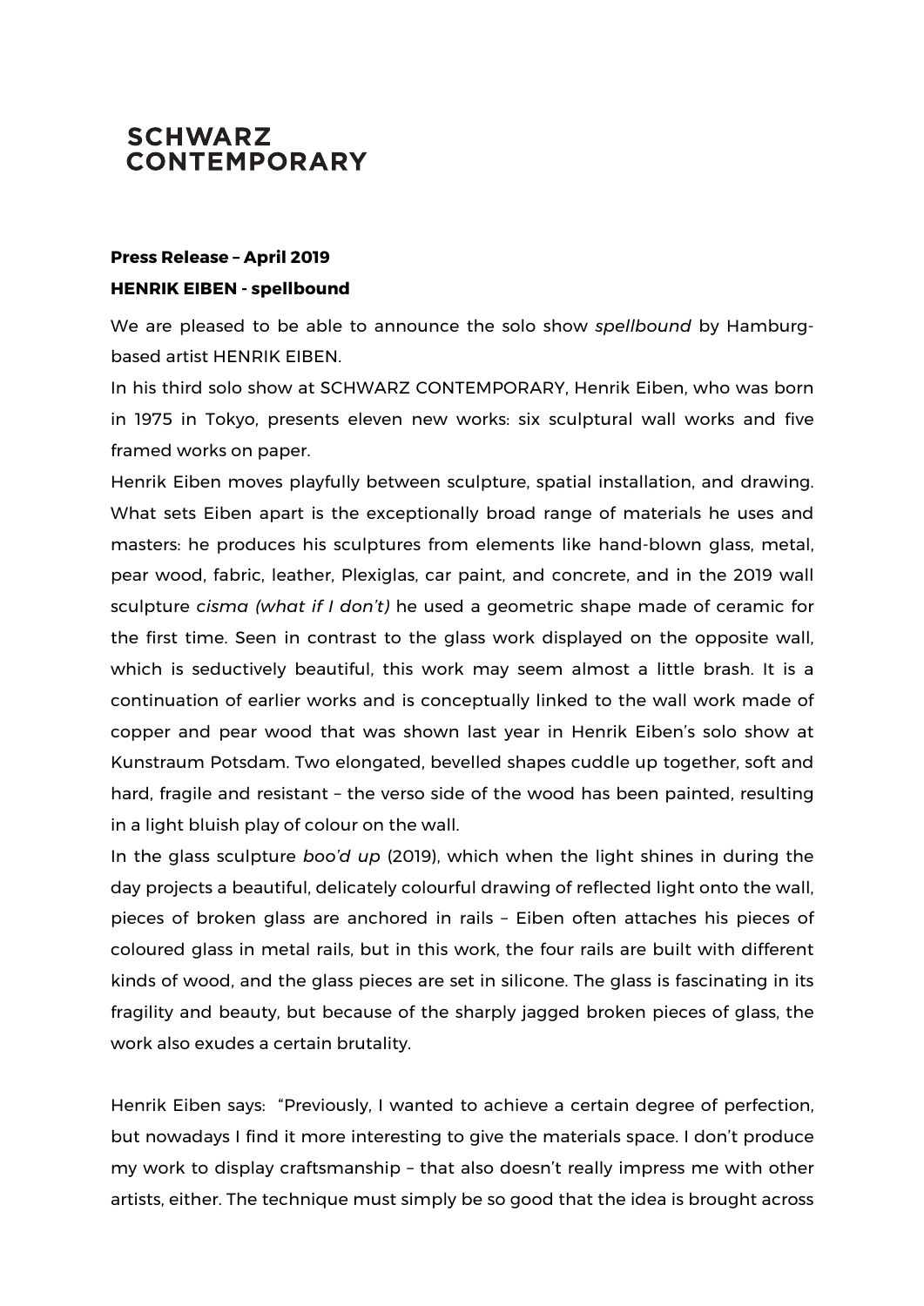# SCHWARZ CONTEMPORARY

**Press Release – April 2019**

**HENRIK EIBEN - spellbound**

We are pleased to be able to announce the solo show *spellbound* by Hamburg-based artist HENRIK EIBEN.

In his third solo show at SCHWARZ CONTEMPORARY, Henrik Eiben, who was born in 1975 in Tokyo, presents eleven new works: six sculptural wall works and five framed works on paper.

Henrik Eiben moves playfully between sculpture, spatial installation, and drawing. What sets Eiben apart is the exceptionally broad range of materials he uses and masters: he produces his sculptures from elements like hand-blown glass, metal, pear wood, fabric, leather, Plexiglas, car paint, and concrete, and in the 2019 wall sculpture *cisma (what if I don't)* he used a geometric shape made of ceramic for the first time. Seen in contrast to the glass work displayed on the opposite wall, which is seductively beautiful, this work may seem almost a little brash. It is a continuation of earlier works and is conceptually linked to the wall work made of copper and pear wood that was shown last year in Henrik Eiben's solo show at Kunstraum Potsdam. Two elongated, bevelled shapes cuddle up together, soft and hard, fragile and resistant – the verso side of the wood has been painted, resulting in a light bluish play of colour on the wall.

In the glass sculpture *boo'd up* (2019), which when the light shines in during the day projects a beautiful, delicately colourful drawing of reflected light onto the wall, pieces of broken glass are anchored in rails – Eiben often attaches his pieces of coloured glass in metal rails, but in this work, the four rails are built with different kinds of wood, and the glass pieces are set in silicone. The glass is fascinating in its fragility and beauty, but because of the sharply jagged broken pieces of glass, the work also exudes a certain brutality.

Henrik Eiben says: "Previously, I wanted to achieve a certain degree of perfection, but nowadays I find it more interesting to give the materials space. I don't produce my work to display craftsmanship – that also doesn't really impress me with other artists, either. The technique must simply be so good that the idea is brought across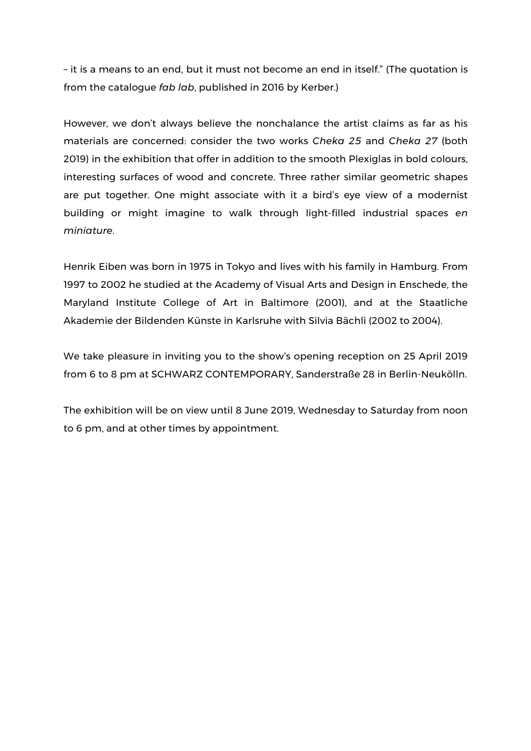– it is a means to an end, but it must not become an end in itself." (The quotation is from the catalogue *fab lab*, published in 2016 by Kerber.)

However, we don't always believe the nonchalance the artist claims as far as his materials are concerned: consider the two works *Cheka 25* and *Cheka 27* (both 2019) in the exhibition that offer in addition to the smooth Plexiglas in bold colours, interesting surfaces of wood and concrete. Three rather similar geometric shapes are put together. One might associate with it a bird's eye view of a modernist building or might imagine to walk through light-filled industrial spaces *en miniature*.

Henrik Eiben was born in 1975 in Tokyo and lives with his family in Hamburg. From 1997 to 2002 he studied at the Academy of Visual Arts and Design in Enschede, the Maryland Institute College of Art in Baltimore (2001), and at the Staatliche Akademie der Bildenden Künste in Karlsruhe with Silvia Bächli (2002 to 2004).

We take pleasure in inviting you to the show's opening reception on 25 April 2019 from 6 to 8 pm at SCHWARZ CONTEMPORARY, Sanderstraße 28 in Berlin-Neukölln.

The exhibition will be on view until 8 June 2019, Wednesday to Saturday from noon to 6 pm, and at other times by appointment.